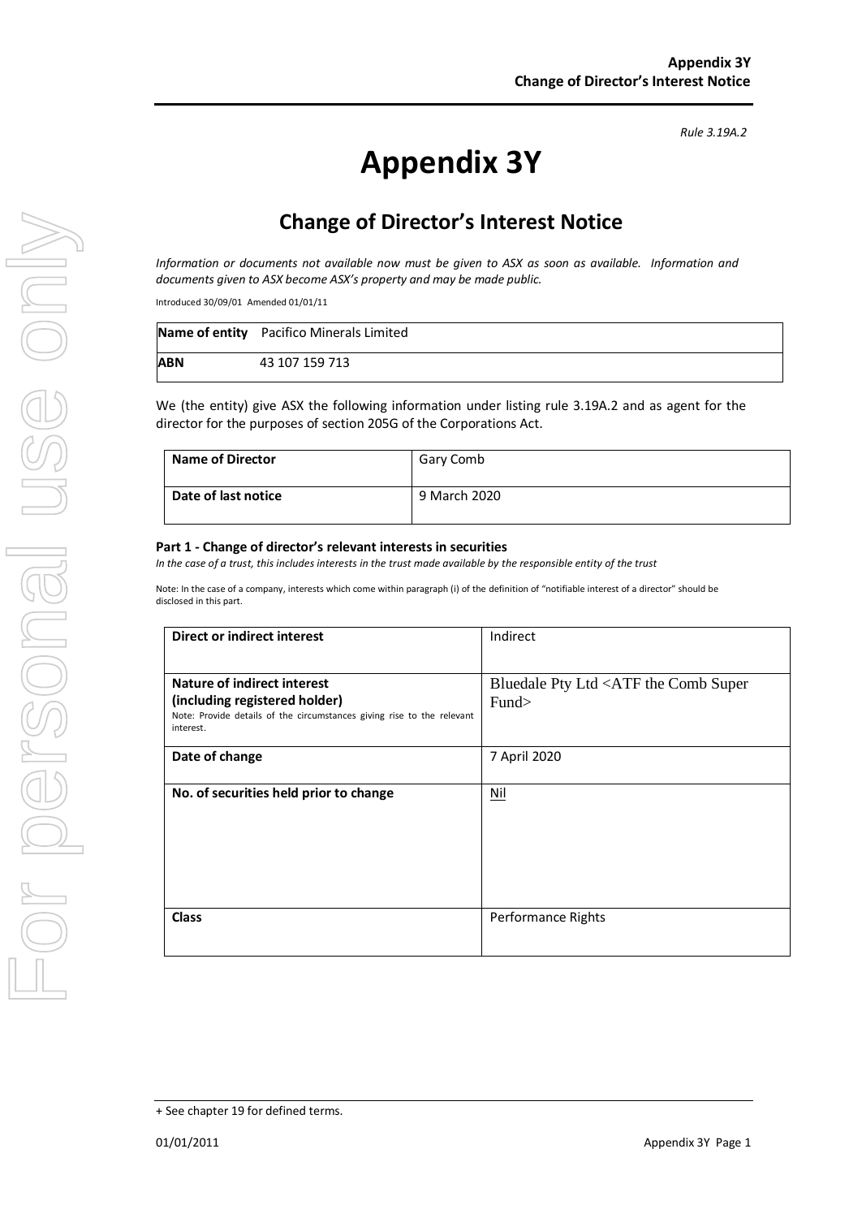*Rule 3.19A.2*

# Appendix 3Y

## Change of Director's Interest Notice

*Information or documents not available now must be given to ASX as soon as available. Information and documents given to ASX become ASX's property and may be made public.*

Introduced 30/09/01 Amended 01/01/11

| **Name of entity** | Pacifico Minerals Limited |
|---|---|
| **ABN** | 43 107 159 713 |

We (the entity) give ASX the following information under listing rule 3.19A.2 and as agent for the director for the purposes of section 205G of the Corporations Act.

| **Name of Director** | Gary Comb |
|---|---|
| **Date of last notice** | 9 March 2020 |

#### Part 1 - Change of director's relevant interests in securities

*In the case of a trust, this includes interests in the trust made available by the responsible entity of the trust*

Note: In the case of a company, interests which come within paragraph (i) of the definition of "notifiable interest of a director" should be disclosed in this part.

| **Direct or indirect interest** | Indirect |
|---|---|
| **Nature of indirect interest (including registered holder)** Note: Provide details of the circumstances giving rise to the relevant interest. | Bluedale Pty Ltd <ATF the Comb Super Fund> |
| **Date of change** | 7 April 2020 |
| **No. of securities held prior to change** | Nil |
| **Class** | Performance Rights |

+ See chapter 19 for defined terms.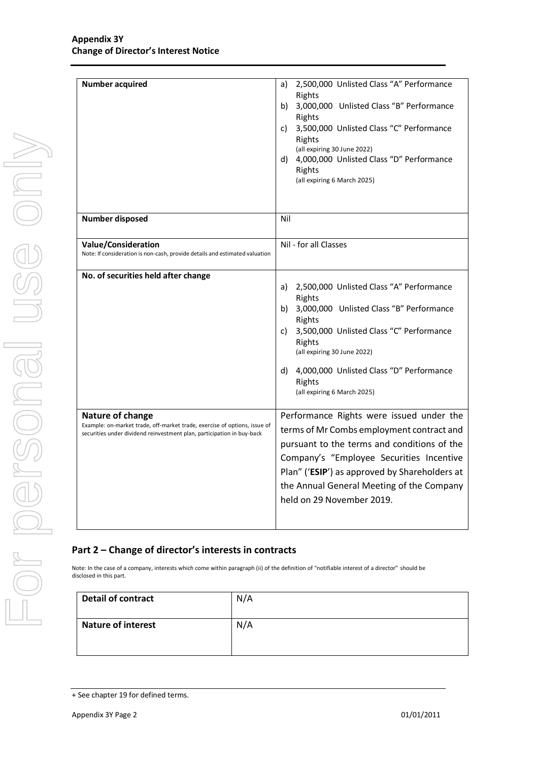| | |
|---|---|
| **Number acquired** | a) 2,500,000 Unlisted Class "A" Performance Rights<br>b) 3,000,000 Unlisted Class "B" Performance Rights<br>c) 3,500,000 Unlisted Class "C" Performance Rights<br>(all expiring 30 June 2022)<br>d) 4,000,000 Unlisted Class "D" Performance Rights<br>(all expiring 6 March 2025) |
| **Number disposed** | Nil |
| **Value/Consideration**<br>Note: If consideration is non-cash, provide details and estimated valuation | Nil - for all Classes |
| **No. of securities held after change** | a) 2,500,000 Unlisted Class "A" Performance Rights<br>b) 3,000,000 Unlisted Class "B" Performance Rights<br>c) 3,500,000 Unlisted Class "C" Performance Rights<br>(all expiring 30 June 2022)<br>d) 4,000,000 Unlisted Class "D" Performance Rights<br>(all expiring 6 March 2025) |
| **Nature of change**<br>Example: on-market trade, off-market trade, exercise of options, issue of securities under dividend reinvestment plan, participation in buy-back | Performance Rights were issued under the terms of Mr Combs employment contract and pursuant to the terms and conditions of the Company's "Employee Securities Incentive Plan" ('**ESIP**') as approved by Shareholders at the Annual General Meeting of the Company held on 29 November 2019. |

## Part 2 – Change of director's interests in contracts

Note: In the case of a company, interests which come within paragraph (ii) of the definition of "notifiable interest of a director" should be disclosed in this part.

| | |
|---|---|
| **Detail of contract** | N/A |
| **Nature of interest** | N/A |

+ See chapter 19 for defined terms.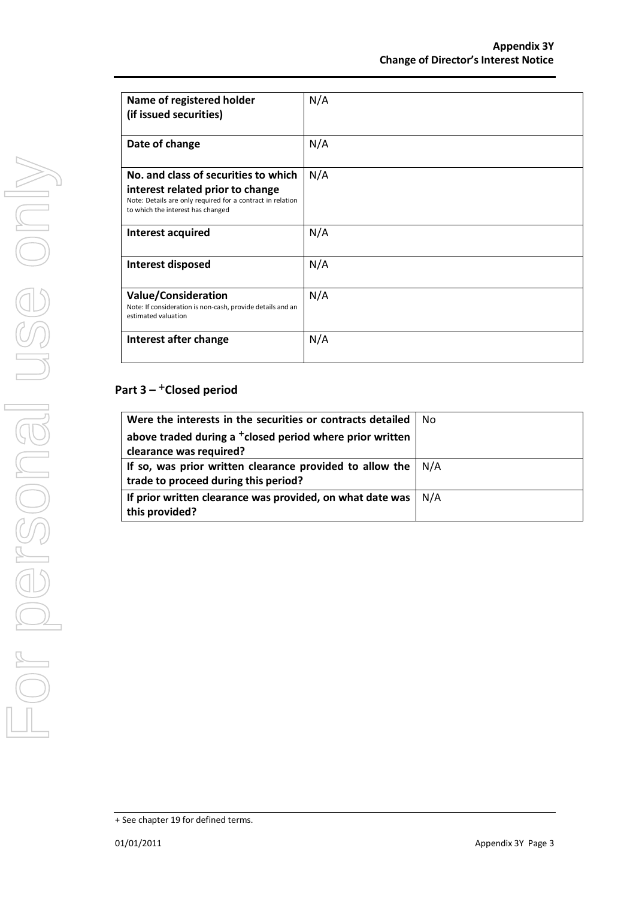| | |
|---|---|
| **Name of registered holder (if issued securities)** | N/A |
| **Date of change** | N/A |
| **No. and class of securities to which interest related prior to change** Note: Details are only required for a contract in relation to which the interest has changed | N/A |
| **Interest acquired** | N/A |
| **Interest disposed** | N/A |
| **Value/Consideration** Note: If consideration is non-cash, provide details and an estimated valuation | N/A |
| **Interest after change** | N/A |

## Part 3 – +Closed period

| | |
|---|---|
| **Were the interests in the securities or contracts detailed above traded during a +closed period where prior written clearance was required?** | No |
| **If so, was prior written clearance provided to allow the trade to proceed during this period?** | N/A |
| **If prior written clearance was provided, on what date was this provided?** | N/A |

+ See chapter 19 for defined terms.

01/01/2011